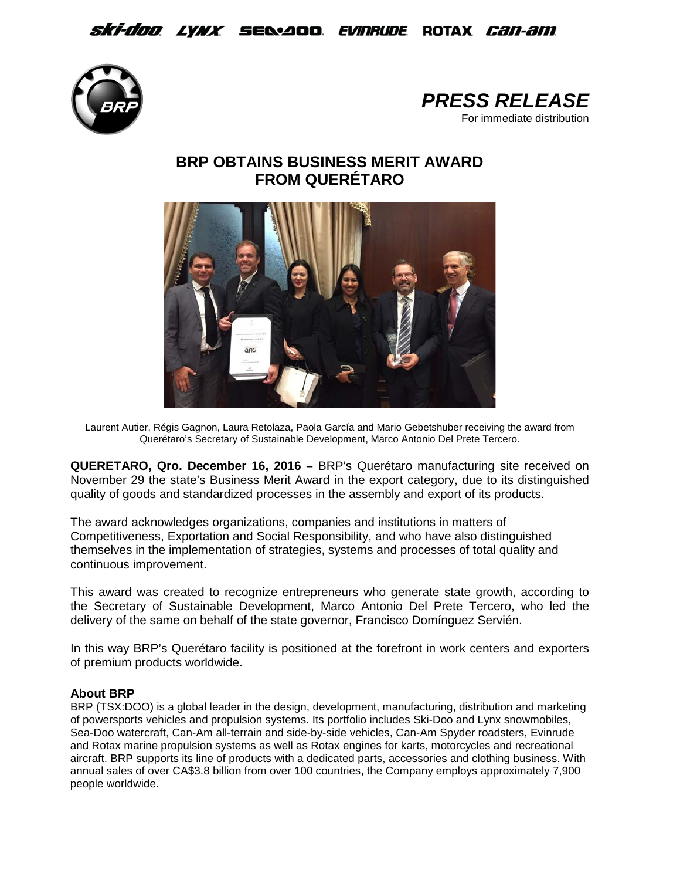*PRESS RELEASE*

For immediate distribution

# BRP OBTAINS BUSINESS MERIT AWARD FROM QUERÉTARO

Laurent Autier, Régis Gagnon, Laura Retolaza, Paola García and Mario Gebetshuber receiving the award from Querétaro's Secretary of Sustainable Development, Marco Antonio Del Prete Tercero.

**QUERETARO, Qro. December 16, 2016 –** BRP's Querétaro manufacturing site received on November 29 the state's Business Merit Award in the export category, due to its distinguished quality of goods and standardized processes in the assembly and export of its products.

The award acknowledges organizations, companies and institutions in matters of Competitiveness, Exportation and Social Responsibility, and who have also distinguished themselves in the implementation of strategies, systems and processes of total quality and continuous improvement.

This award was created to recognize entrepreneurs who generate state growth, according to the Secretary of Sustainable Development, Marco Antonio Del Prete Tercero, who led the delivery of the same on behalf of the state governor, Francisco Domínguez Servién.

In this way BRP's Querétaro facility is positioned at the forefront in work centers and exporters of premium products worldwide.

**About BRP**

BRP (TSX:DOO) is a global leader in the design, development, manufacturing, distribution and marketing of powersports vehicles and propulsion systems. Its portfolio includes Ski-Doo and Lynx snowmobiles, Sea-Doo watercraft, Can-Am all-terrain and side-by-side vehicles, Can-Am Spyder roadsters, Evinrude and Rotax marine propulsion systems as well as Rotax engines for karts, motorcycles and recreational aircraft. BRP supports its line of products with a dedicated parts, accessories and clothing business. With annual sales of over CA$3.8 billion from over 100 countries, the Company employs approximately 7,900 people worldwide.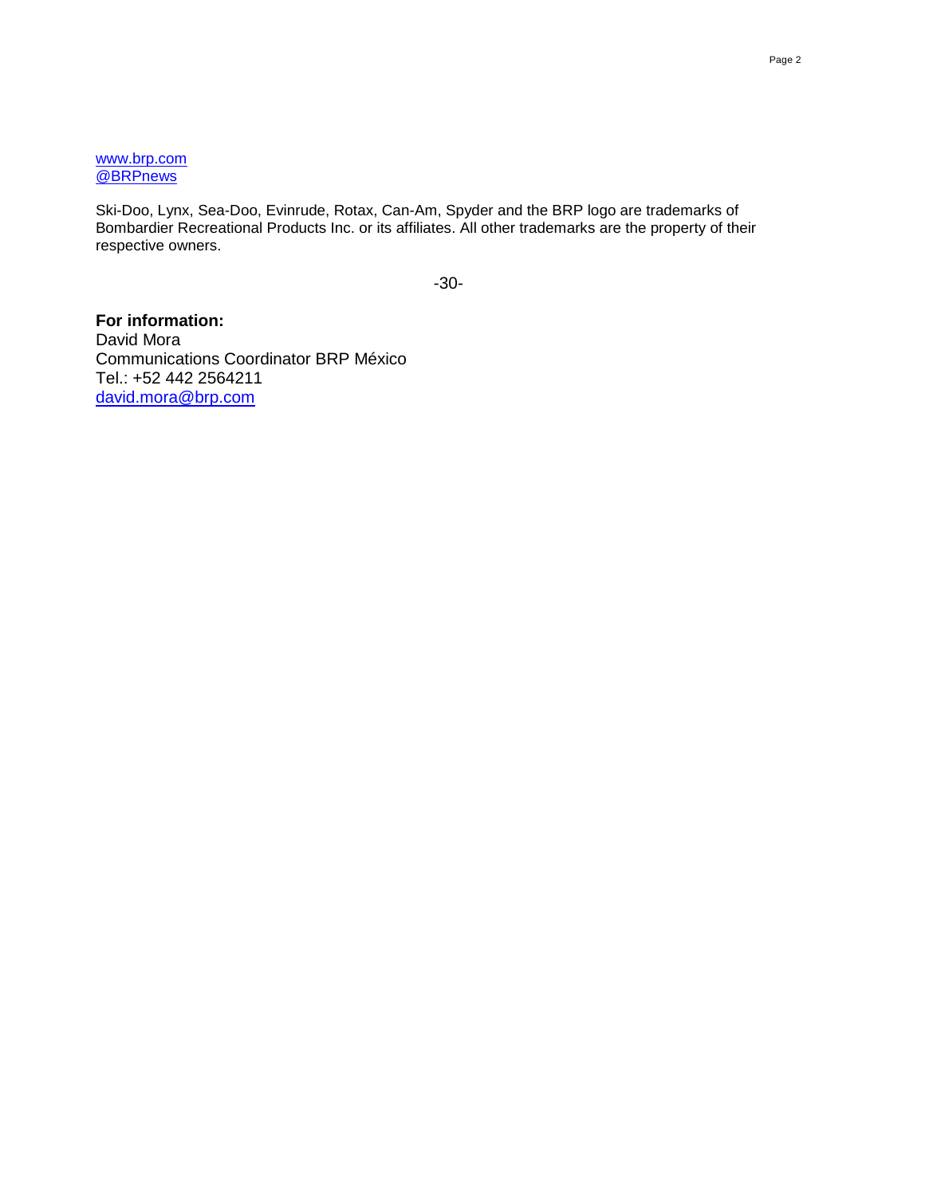www.brp.com
@BRPnews

Ski-Doo, Lynx, Sea-Doo, Evinrude, Rotax, Can-Am, Spyder and the BRP logo are trademarks of Bombardier Recreational Products Inc. or its affiliates. All other trademarks are the property of their respective owners.

-30-

**For information:**
David Mora
Communications Coordinator BRP México
Tel.: +52 442 2564211
david.mora@brp.com